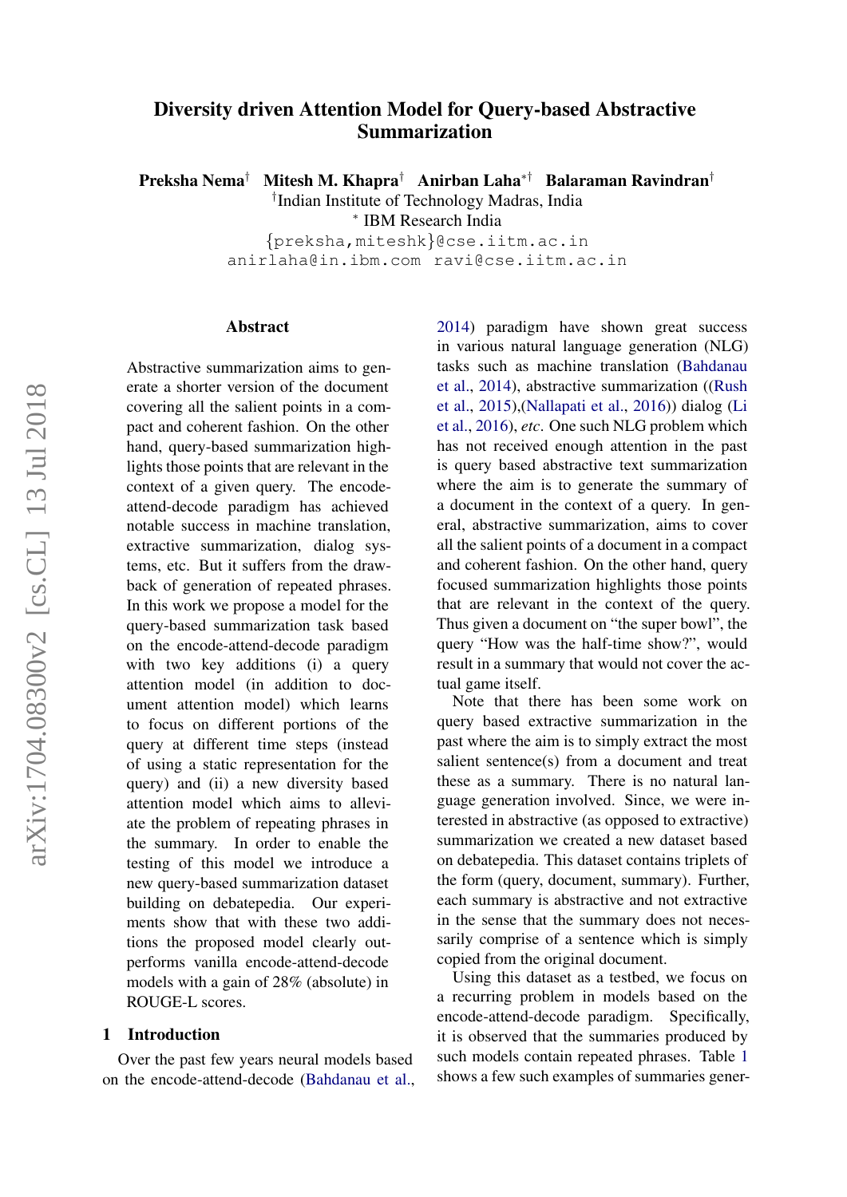# Diversity driven Attention Model for Query-based Abstractive Summarization

**Preksha Nema**[†] **Mitesh M. Khapra**[†] **Anirban Laha**[*†] **Balaraman Ravindran**[†]

[†]Indian Institute of Technology Madras, India

[*] IBM Research India

{preksha,miteshk}@cse.iitm.ac.in

anirlaha@in.ibm.com ravi@cse.iitm.ac.in

## Abstract

Abstractive summarization aims to generate a shorter version of the document covering all the salient points in a compact and coherent fashion. On the other hand, query-based summarization highlights those points that are relevant in the context of a given query. The encode-attend-decode paradigm has achieved notable success in machine translation, extractive summarization, dialog systems, etc. But it suffers from the drawback of generation of repeated phrases. In this work we propose a model for the query-based summarization task based on the encode-attend-decode paradigm with two key additions (i) a query attention model (in addition to document attention model) which learns to focus on different portions of the query at different time steps (instead of using a static representation for the query) and (ii) a new diversity based attention model which aims to alleviate the problem of repeating phrases in the summary. In order to enable the testing of this model we introduce a new query-based summarization dataset building on debatepedia. Our experiments show that with these two additions the proposed model clearly outperforms vanilla encode-attend-decode models with a gain of 28% (absolute) in ROUGE-L scores.

## 1 Introduction

Over the past few years neural models based on the encode-attend-decode (Bahdanau et al., 2014) paradigm have shown great success in various natural language generation (NLG) tasks such as machine translation (Bahdanau et al., 2014), abstractive summarization ((Rush et al., 2015),(Nallapati et al., 2016)) dialog (Li et al., 2016), *etc*. One such NLG problem which has not received enough attention in the past is query based abstractive text summarization where the aim is to generate the summary of a document in the context of a query. In general, abstractive summarization, aims to cover all the salient points of a document in a compact and coherent fashion. On the other hand, query focused summarization highlights those points that are relevant in the context of the query. Thus given a document on "the super bowl", the query "How was the half-time show?", would result in a summary that would not cover the actual game itself.

Note that there has been some work on query based extractive summarization in the past where the aim is to simply extract the most salient sentence(s) from a document and treat these as a summary. There is no natural language generation involved. Since, we were interested in abstractive (as opposed to extractive) summarization we created a new dataset based on debatepedia. This dataset contains triplets of the form (query, document, summary). Further, each summary is abstractive and not extractive in the sense that the summary does not necessarily comprise of a sentence which is simply copied from the original document.

Using this dataset as a testbed, we focus on a recurring problem in models based on the encode-attend-decode paradigm. Specifically, it is observed that the summaries produced by such models contain repeated phrases. Table 1 shows a few such examples of summaries gener-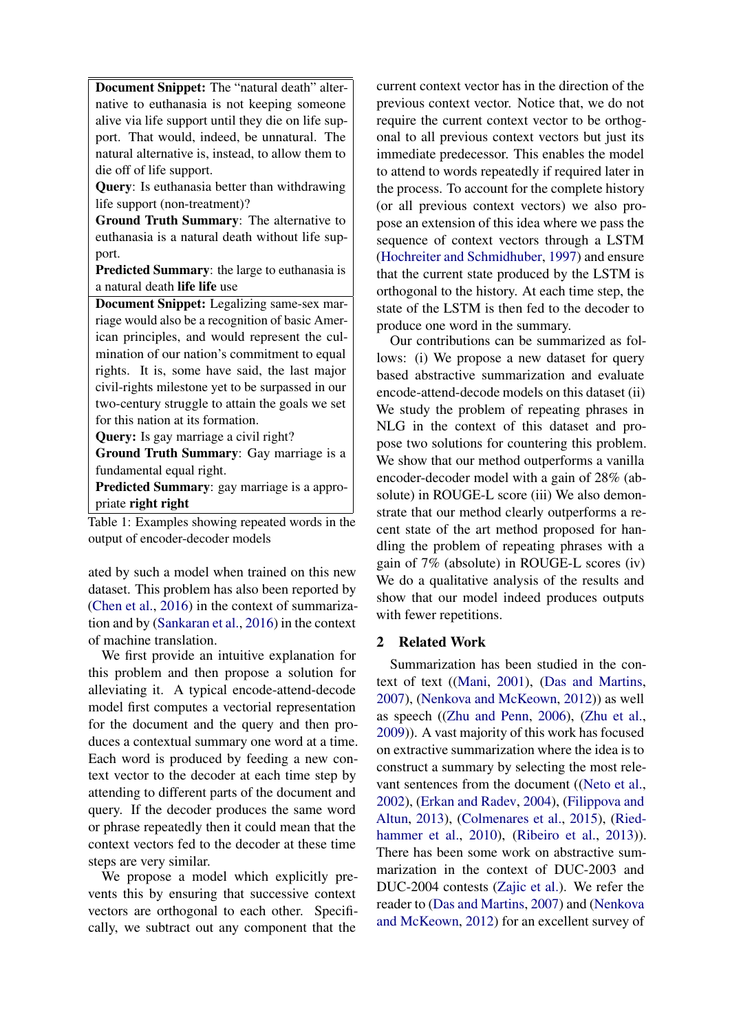| |
|---|
| **Document Snippet:** The "natural death" alternative to euthanasia is not keeping someone alive via life support until they die on life support. That would, indeed, be unnatural. The natural alternative is, instead, to allow them to die off of life support. **Query**: Is euthanasia better than withdrawing life support (non-treatment)? **Ground Truth Summary**: The alternative to euthanasia is a natural death without life support. **Predicted Summary**: the large to euthanasia is a natural death **life life** use |
| **Document Snippet:** Legalizing same-sex marriage would also be a recognition of basic American principles, and would represent the culmination of our nation's commitment to equal rights. It is, some have said, the last major civil-rights milestone yet to be surpassed in our two-century struggle to attain the goals we set for this nation at its formation. **Query:** Is gay marriage a civil right? **Ground Truth Summary**: Gay marriage is a fundamental equal right. **Predicted Summary**: gay marriage is a appropriate **right right** |

Table 1: Examples showing repeated words in the output of encoder-decoder models

ated by such a model when trained on this new dataset. This problem has also been reported by (Chen et al., 2016) in the context of summarization and by (Sankaran et al., 2016) in the context of machine translation.

We first provide an intuitive explanation for this problem and then propose a solution for alleviating it. A typical encode-attend-decode model first computes a vectorial representation for the document and the query and then produces a contextual summary one word at a time. Each word is produced by feeding a new context vector to the decoder at each time step by attending to different parts of the document and query. If the decoder produces the same word or phrase repeatedly then it could mean that the context vectors fed to the decoder at these time steps are very similar.

We propose a model which explicitly prevents this by ensuring that successive context vectors are orthogonal to each other. Specifically, we subtract out any component that the current context vector has in the direction of the previous context vector. Notice that, we do not require the current context vector to be orthogonal to all previous context vectors but just its immediate predecessor. This enables the model to attend to words repeatedly if required later in the process. To account for the complete history (or all previous context vectors) we also propose an extension of this idea where we pass the sequence of context vectors through a LSTM (Hochreiter and Schmidhuber, 1997) and ensure that the current state produced by the LSTM is orthogonal to the history. At each time step, the state of the LSTM is then fed to the decoder to produce one word in the summary.

Our contributions can be summarized as follows: (i) We propose a new dataset for query based abstractive summarization and evaluate encode-attend-decode models on this dataset (ii) We study the problem of repeating phrases in NLG in the context of this dataset and propose two solutions for countering this problem. We show that our method outperforms a vanilla encoder-decoder model with a gain of 28% (absolute) in ROUGE-L score (iii) We also demonstrate that our method clearly outperforms a recent state of the art method proposed for handling the problem of repeating phrases with a gain of 7% (absolute) in ROUGE-L scores (iv) We do a qualitative analysis of the results and show that our model indeed produces outputs with fewer repetitions.

## 2 Related Work

Summarization has been studied in the context of text ((Mani, 2001), (Das and Martins, 2007), (Nenkova and McKeown, 2012)) as well as speech ((Zhu and Penn, 2006), (Zhu et al., 2009)). A vast majority of this work has focused on extractive summarization where the idea is to construct a summary by selecting the most relevant sentences from the document ((Neto et al., 2002), (Erkan and Radev, 2004), (Filippova and Altun, 2013), (Colmenares et al., 2015), (Riedhammer et al., 2010), (Ribeiro et al., 2013)). There has been some work on abstractive summarization in the context of DUC-2003 and DUC-2004 contests (Zajic et al.). We refer the reader to (Das and Martins, 2007) and (Nenkova and McKeown, 2012) for an excellent survey of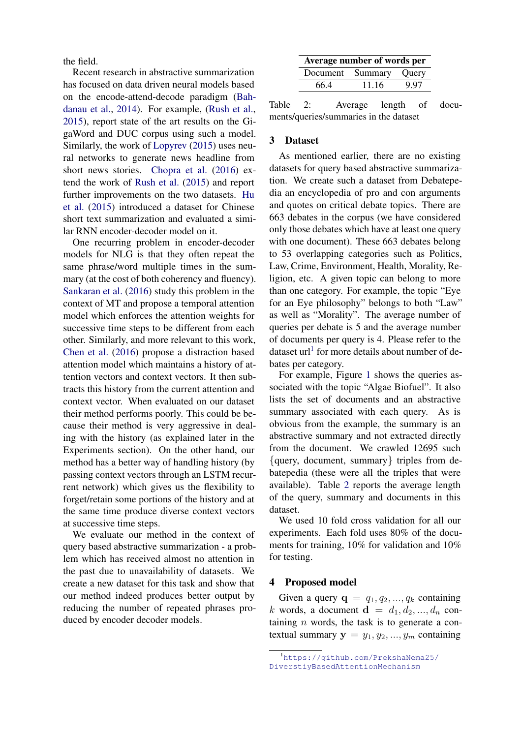the field.

Recent research in abstractive summarization has focused on data driven neural models based on the encode-attend-decode paradigm (Bahdanau et al., 2014). For example, (Rush et al., 2015), report state of the art results on the GigaWord and DUC corpus using such a model. Similarly, the work of Lopyrev (2015) uses neural networks to generate news headline from short news stories. Chopra et al. (2016) extend the work of Rush et al. (2015) and report further improvements on the two datasets. Hu et al. (2015) introduced a dataset for Chinese short text summarization and evaluated a similar RNN encoder-decoder model on it.

One recurring problem in encoder-decoder models for NLG is that they often repeat the same phrase/word multiple times in the summary (at the cost of both coherency and fluency). Sankaran et al. (2016) study this problem in the context of MT and propose a temporal attention model which enforces the attention weights for successive time steps to be different from each other. Similarly, and more relevant to this work, Chen et al. (2016) propose a distraction based attention model which maintains a history of attention vectors and context vectors. It then subtracts this history from the current attention and context vector. When evaluated on our dataset their method performs poorly. This could be because their method is very aggressive in dealing with the history (as explained later in the Experiments section). On the other hand, our method has a better way of handling history (by passing context vectors through an LSTM recurrent network) which gives us the flexibility to forget/retain some portions of the history and at the same time produce diverse context vectors at successive time steps.

We evaluate our method in the context of query based abstractive summarization - a problem which has received almost no attention in the past due to unavailability of datasets. We create a new dataset for this task and show that our method indeed produces better output by reducing the number of repeated phrases produced by encoder decoder models.

| Average number of words per | | |
|---|---|---|
| Document | Summary | Query |
| 66.4 | 11.16 | 9.97 |

Table 2: Average length of documents/queries/summaries in the dataset

## 3 Dataset

As mentioned earlier, there are no existing datasets for query based abstractive summarization. We create such a dataset from Debatepedia an encyclopedia of pro and con arguments and quotes on critical debate topics. There are 663 debates in the corpus (we have considered only those debates which have at least one query with one document). These 663 debates belong to 53 overlapping categories such as Politics, Law, Crime, Environment, Health, Morality, Religion, etc. A given topic can belong to more than one category. For example, the topic "Eye for an Eye philosophy" belongs to both "Law" as well as "Morality". The average number of queries per debate is 5 and the average number of documents per query is 4. Please refer to the dataset url[1] for more details about number of debates per category.

For example, Figure 1 shows the queries associated with the topic "Algae Biofuel". It also lists the set of documents and an abstractive summary associated with each query. As is obvious from the example, the summary is an abstractive summary and not extracted directly from the document. We crawled 12695 such {query, document, summary} triples from debatepedia (these were all the triples that were available). Table 2 reports the average length of the query, summary and documents in this dataset.

We used 10 fold cross validation for all our experiments. Each fold uses 80% of the documents for training, 10% for validation and 10% for testing.

## 4 Proposed model

Given a query $\mathbf{q} = q_1, q_2, ..., q_k$ containing $k$ words, a document $\mathbf{d} = d_1, d_2, ..., d_n$ containing $n$ words, the task is to generate a contextual summary $\mathbf{y} = y_1, y_2, ..., y_m$ containing

[1] https://github.com/PrekshaNema25/DiverstiyBasedAttentionMechanism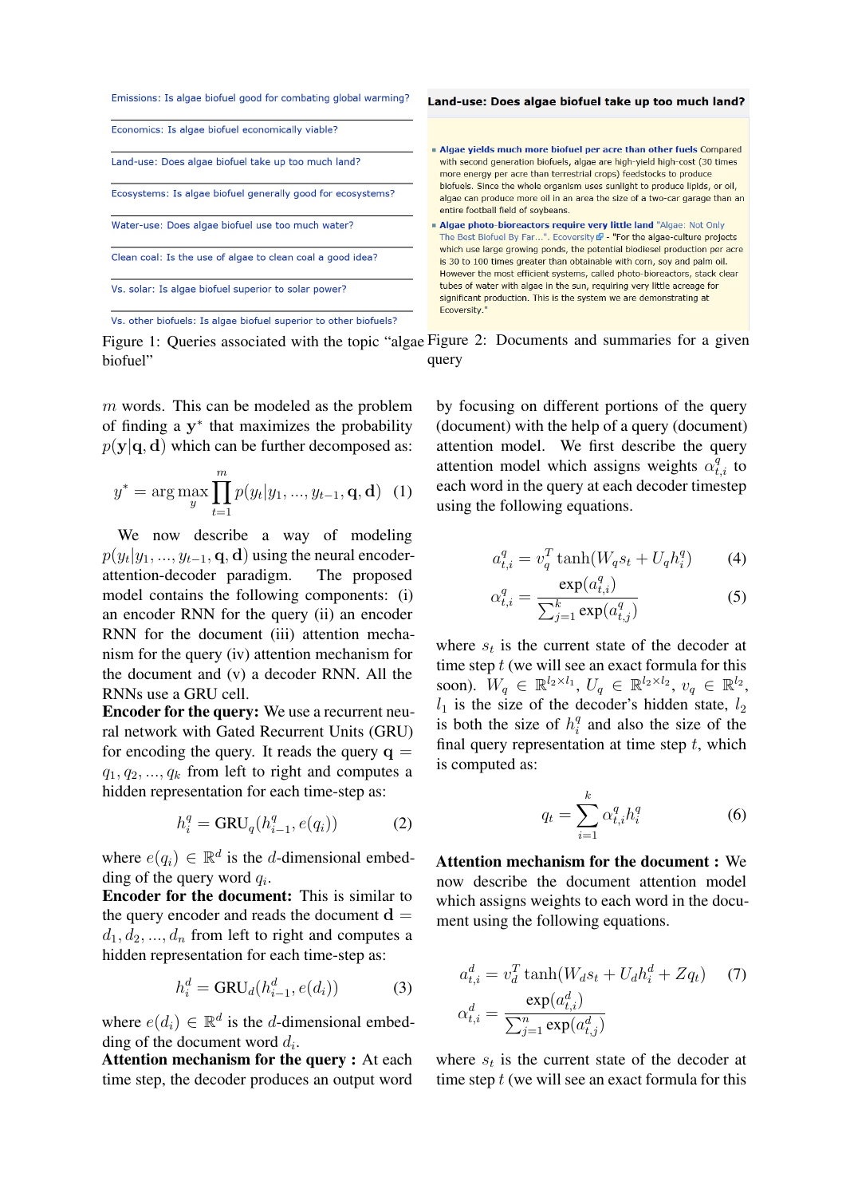Emissions: Is algae biofuel good for combating global warming?

Economics: Is algae biofuel economically viable?

Land-use: Does algae biofuel take up too much land?

Ecosystems: Is algae biofuel generally good for ecosystems?

Water-use: Does algae biofuel use too much water?

Clean coal: Is the use of algae to clean coal a good idea?

Vs. solar: Is algae biofuel superior to solar power?

Vs. other biofuels: Is algae biofuel superior to other biofuels?

Figure 1: Queries associated with the topic "algae biofuel"

**Land-use: Does algae biofuel take up too much land?**

- **Algae yields much more biofuel per acre than other fuels** Compared with second generation biofuels, algae are high-yield high-cost (30 times more energy per acre than terrestrial crops) feedstocks to produce biofuels. Since the whole organism uses sunlight to produce lipids, or oil, algae can produce more oil in an area the size of a two-car garage than an entire football field of soybeans.
- **Algae photo-bioreactors require very little land** "Algae: Not Only The Best Biofuel By Far...". Ecoversity - "For the algae-culture projects which use large growing ponds, the potential biodiesel production per acre is 30 to 100 times greater than obtainable with corn, soy and palm oil. However the most efficient systems, called photo-bioreactors, stack clear tubes of water with algae in the sun, requiring very little acreage for significant production. This is the system we are demonstrating at Ecoversity."

Figure 2: Documents and summaries for a given query

$m$ words. This can be modeled as the problem of finding a $\mathbf{y}^*$ that maximizes the probability $p(\mathbf{y}|\mathbf{q}, \mathbf{d})$ which can be further decomposed as:

$$y^* = \arg\max_{y} \prod_{t=1}^{m} p(y_t|y_1, ..., y_{t-1}, \mathbf{q}, \mathbf{d}) \quad (1)$$

We now describe a way of modeling $p(y_t|y_1, ..., y_{t-1}, \mathbf{q}, \mathbf{d})$ using the neural encoder-attention-decoder paradigm. The proposed model contains the following components: (i) an encoder RNN for the query (ii) an encoder RNN for the document (iii) attention mechanism for the query (iv) attention mechanism for the document and (v) a decoder RNN. All the RNNs use a GRU cell.

**Encoder for the query:** We use a recurrent neural network with Gated Recurrent Units (GRU) for encoding the query. It reads the query $\mathbf{q} = q_1, q_2, ..., q_k$ from left to right and computes a hidden representation for each time-step as:

$$h_i^q = \text{GRU}_q(h_{i-1}^q, e(q_i)) \quad (2)$$

where $e(q_i) \in \mathbb{R}^d$ is the $d$-dimensional embedding of the query word $q_i$.

**Encoder for the document:** This is similar to the query encoder and reads the document $\mathbf{d} = d_1, d_2, ..., d_n$ from left to right and computes a hidden representation for each time-step as:

$$h_i^d = \text{GRU}_d(h_{i-1}^d, e(d_i)) \quad (3)$$

where $e(d_i) \in \mathbb{R}^d$ is the $d$-dimensional embedding of the document word $d_i$.

**Attention mechanism for the query :** At each time step, the decoder produces an output word by focusing on different portions of the query (document) with the help of a query (document) attention model. We first describe the query attention model which assigns weights $\alpha_{t,i}^q$ to each word in the query at each decoder timestep using the following equations.

$$a_{t,i}^q = v_q^T \tanh(W_q s_t + U_q h_i^q) \quad (4)$$

$$\alpha_{t,i}^q = \frac{\exp(a_{t,i}^q)}{\sum_{j=1}^{k} \exp(a_{t,j}^q)} \quad (5)$$

where $s_t$ is the current state of the decoder at time step $t$ (we will see an exact formula for this soon). $W_q \in \mathbb{R}^{l_2 \times l_1}$, $U_q \in \mathbb{R}^{l_2 \times l_2}$, $v_q \in \mathbb{R}^{l_2}$, $l_1$ is the size of the decoder's hidden state, $l_2$ is both the size of $h_i^q$ and also the size of the final query representation at time step $t$, which is computed as:

$$q_t = \sum_{i=1}^{k} \alpha_{t,i}^q h_i^q \quad (6)$$

**Attention mechanism for the document :** We now describe the document attention model which assigns weights to each word in the document using the following equations.

$$a_{t,i}^d = v_d^T \tanh(W_d s_t + U_d h_i^d + Z q_t) \quad (7)$$

$$\alpha_{t,i}^d = \frac{\exp(a_{t,i}^d)}{\sum_{j=1}^{n} \exp(a_{t,j}^d)}$$

where $s_t$ is the current state of the decoder at time step $t$ (we will see an exact formula for this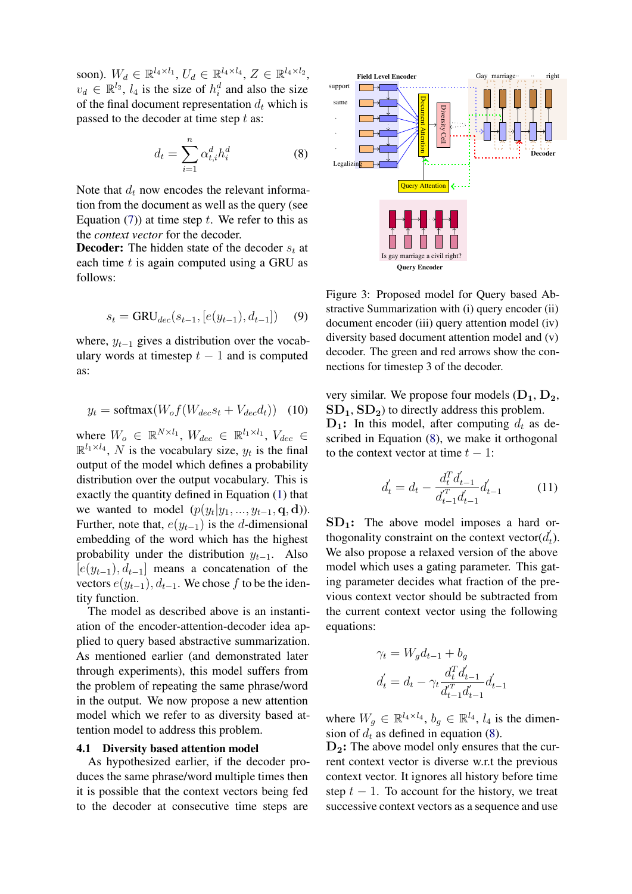soon). $W_d \in \mathbb{R}^{l_4 \times l_1}$, $U_d \in \mathbb{R}^{l_4 \times l_4}$, $Z \in \mathbb{R}^{l_4 \times l_2}$, $v_d \in \mathbb{R}^{l_2}$, $l_4$ is the size of $h_i^d$ and also the size of the final document representation $d_t$ which is passed to the decoder at time step $t$ as:

$$d_t = \sum_{i=1}^{n} \alpha_{t,i}^d h_i^d \tag{8}$$

Note that $d_t$ now encodes the relevant information from the document as well as the query (see Equation (7)) at time step $t$. We refer to this as the *context vector* for the decoder.

**Decoder:** The hidden state of the decoder $s_t$ at each time $t$ is again computed using a GRU as follows:

$$s_t = \text{GRU}_{dec}(s_{t-1}, [e(y_{t-1}), d_{t-1}]) \tag{9}$$

where, $y_{t-1}$ gives a distribution over the vocabulary words at timestep $t-1$ and is computed as:

$$y_t = \text{softmax}(W_o f(W_{dec} s_t + V_{dec} d_t)) \tag{10}$$

where $W_o \in \mathbb{R}^{N \times l_1}$, $W_{dec} \in \mathbb{R}^{l_1 \times l_1}$, $V_{dec} \in \mathbb{R}^{l_1 \times l_4}$, $N$ is the vocabulary size, $y_t$ is the final output of the model which defines a probability distribution over the output vocabulary. This is exactly the quantity defined in Equation (1) that we wanted to model $(p(y_t|y_1, ..., y_{t-1}, \mathbf{q}, \mathbf{d}))$. Further, note that, $e(y_{t-1})$ is the $d$-dimensional embedding of the word which has the highest probability under the distribution $y_{t-1}$. Also $[e(y_{t-1}), d_{t-1}]$ means a concatenation of the vectors $e(y_{t-1}), d_{t-1}$. We chose $f$ to be the identity function.

The model as described above is an instantiation of the encoder-attention-decoder idea applied to query based abstractive summarization. As mentioned earlier (and demonstrated later through experiments), this model suffers from the problem of repeating the same phrase/word in the output. We now propose a new attention model which we refer to as diversity based attention model to address this problem.

### 4.1 Diversity based attention model

As hypothesized earlier, if the decoder produces the same phrase/word multiple times then it is possible that the context vectors being fed to the decoder at consecutive time steps are very similar. We propose four models ($\mathbf{D_1}$, $\mathbf{D_2}$, $\mathbf{SD_1}$, $\mathbf{SD_2}$) to directly address this problem.

Figure 3: Proposed model for Query based Abstractive Summarization with (i) query encoder (ii) document encoder (iii) query attention model (iv) diversity based document attention model and (v) decoder. The green and red arrows show the connections for timestep 3 of the decoder.

$\mathbf{D_1}$**:** In this model, after computing $d_t$ as described in Equation (8), we make it orthogonal to the context vector at time $t-1$:

$$d_t^{'} = d_t - \frac{d_t^T d_{t-1}^{'}}{d_{t-1}^{'T} d_{t-1}^{'}} d_{t-1}^{'} \tag{11}$$

$\mathbf{SD_1}$**:** The above model imposes a hard orthogonality constraint on the context vector($d_t^{'}$). We also propose a relaxed version of the above model which uses a gating parameter. This gating parameter decides what fraction of the previous context vector should be subtracted from the current context vector using the following equations:

$$\gamma_t = W_g d_{t-1} + b_g$$

$$d_t^{'} = d_t - \gamma_t \frac{d_t^T d_{t-1}^{'}}{d_{t-1}^{'T} d_{t-1}^{'}} d_{t-1}^{'}$$

where $W_g \in \mathbb{R}^{l_4 \times l_4}$, $b_g \in \mathbb{R}^{l_4}$, $l_4$ is the dimension of $d_t$ as defined in equation (8).

$\mathbf{D_2}$**:** The above model only ensures that the current context vector is diverse w.r.t the previous context vector. It ignores all history before time step $t-1$. To account for the history, we treat successive context vectors as a sequence and use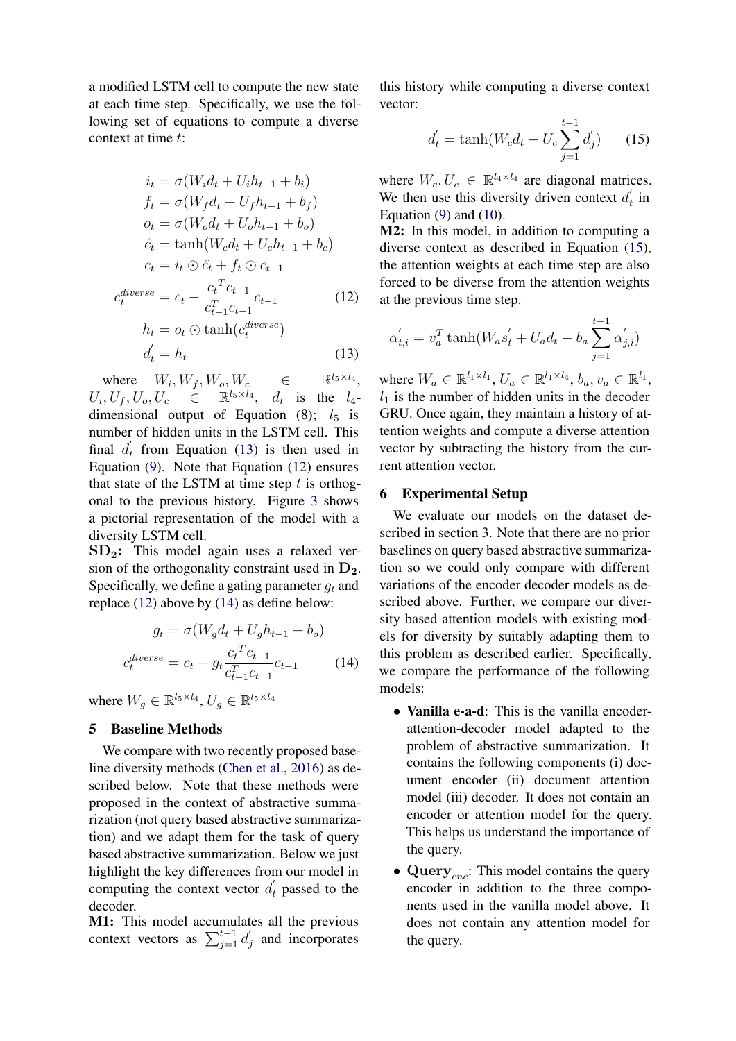a modified LSTM cell to compute the new state at each time step. Specifically, we use the following set of equations to compute a diverse context at time $t$:

$$
\begin{aligned}
i_t &= \sigma(W_i d_t + U_i h_{t-1} + b_i) \\
f_t &= \sigma(W_f d_t + U_f h_{t-1} + b_f) \\
o_t &= \sigma(W_o d_t + U_o h_{t-1} + b_o) \\
\hat{c}_t &= \tanh(W_c d_t + U_c h_{t-1} + b_c) \\
c_t &= i_t \odot \hat{c}_t + f_t \odot c_{t-1} \\
c_t^{diverse} &= c_t - \frac{{c_t}^T c_{t-1}}{c_{t-1}^T c_{t-1}} c_{t-1} \qquad (12) \\
h_t &= o_t \odot \tanh(c_t^{diverse}) \\
d_t^{'} &= h_t \qquad (13)
\end{aligned}
$$

where $W_i, W_f, W_o, W_c \in \mathbb{R}^{l_5 \times l_4}$, $U_i, U_f, U_o, U_c \in \mathbb{R}^{l_5 \times l_4}$, $d_t$ is the $l_4$-dimensional output of Equation (8); $l_5$ is number of hidden units in the LSTM cell. This final $d_t^{'}$ from Equation (13) is then used in Equation (9). Note that Equation (12) ensures that state of the LSTM at time step $t$ is orthogonal to the previous history. Figure 3 shows a pictorial representation of the model with a diversity LSTM cell.

$\mathbf{SD_2}$**:** This model again uses a relaxed version of the orthogonality constraint used in $\mathbf{D_2}$. Specifically, we define a gating parameter $g_t$ and replace (12) above by (14) as define below:

$$
\begin{aligned}
g_t &= \sigma(W_g d_t + U_g h_{t-1} + b_o) \\
c_t^{diverse} &= c_t - g_t \frac{{c_t}^T c_{t-1}}{c_{t-1}^T c_{t-1}} c_{t-1} \qquad (14)
\end{aligned}
$$

where $W_g \in \mathbb{R}^{l_5 \times l_4}$, $U_g \in \mathbb{R}^{l_5 \times l_4}$

## 5 Baseline Methods

We compare with two recently proposed baseline diversity methods (Chen et al., 2016) as described below. Note that these methods were proposed in the context of abstractive summarization (not query based abstractive summarization) and we adapt them for the task of query based abstractive summarization. Below we just highlight the key differences from our model in computing the context vector $d_t^{'}$ passed to the decoder.

**M1:** This model accumulates all the previous context vectors as $\sum_{j=1}^{t-1} d_j^{'}$ and incorporates this history while computing a diverse context vector:

$$
d_t^{'} = \tanh(W_c d_t - U_c \sum_{j=1}^{t-1} d_j^{'}) \qquad (15)
$$

where $W_c, U_c \in \mathbb{R}^{l_4 \times l_4}$ are diagonal matrices. We then use this diversity driven context $d_t^{'}$ in Equation (9) and (10).

**M2:** In this model, in addition to computing a diverse context as described in Equation (15), the attention weights at each time step are also forced to be diverse from the attention weights at the previous time step.

$$
\alpha_{t,i}^{'} = v_a^T \tanh(W_a s_t^{'} + U_a d_t - b_a \sum_{j=1}^{t-1} \alpha_{j,i}^{'})
$$

where $W_a \in \mathbb{R}^{l_1 \times l_1}$, $U_a \in \mathbb{R}^{l_1 \times l_4}$, $b_a, v_a \in \mathbb{R}^{l_1}$, $l_1$ is the number of hidden units in the decoder GRU. Once again, they maintain a history of attention weights and compute a diverse attention vector by subtracting the history from the current attention vector.

## 6 Experimental Setup

We evaluate our models on the dataset described in section 3. Note that there are no prior baselines on query based abstractive summarization so we could only compare with different variations of the encoder decoder models as described above. Further, we compare our diversity based attention models with existing models for diversity by suitably adapting them to this problem as described earlier. Specifically, we compare the performance of the following models:

- **Vanilla e-a-d**: This is the vanilla encoder-attention-decoder model adapted to the problem of abstractive summarization. It contains the following components (i) document encoder (ii) document attention model (iii) decoder. It does not contain an encoder or attention model for the query. This helps us understand the importance of the query.
- $\mathbf{Query}_{enc}$: This model contains the query encoder in addition to the three components used in the vanilla model above. It does not contain any attention model for the query.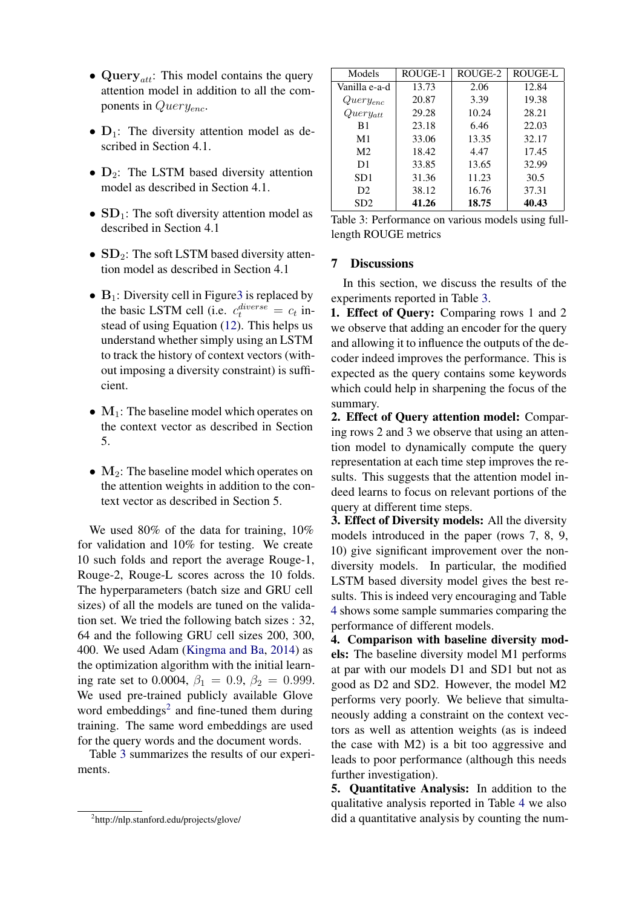- **Query**$_{att}$: This model contains the query attention model in addition to all the components in $Query_{enc}$.
- **D**$_1$: The diversity attention model as described in Section 4.1.
- **D**$_2$: The LSTM based diversity attention model as described in Section 4.1.
- **SD**$_1$: The soft diversity attention model as described in Section 4.1
- **SD**$_2$: The soft LSTM based diversity attention model as described in Section 4.1
- **B**$_1$: Diversity cell in Figure3 is replaced by the basic LSTM cell (i.e. $c_t^{diverse} = c_t$ instead of using Equation (12). This helps us understand whether simply using an LSTM to track the history of context vectors (without imposing a diversity constraint) is sufficient.
- **M**$_1$: The baseline model which operates on the context vector as described in Section 5.
- **M**$_2$: The baseline model which operates on the attention weights in addition to the context vector as described in Section 5.

We used 80% of the data for training, 10% for validation and 10% for testing. We create 10 such folds and report the average Rouge-1, Rouge-2, Rouge-L scores across the 10 folds. The hyperparameters (batch size and GRU cell sizes) of all the models are tuned on the validation set. We tried the following batch sizes : 32, 64 and the following GRU cell sizes 200, 300, 400. We used Adam (Kingma and Ba, 2014) as the optimization algorithm with the initial learning rate set to 0.0004, $\beta_1 = 0.9$, $\beta_2 = 0.999$. We used pre-trained publicly available Glove word embeddings[2] and fine-tuned them during training. The same word embeddings are used for the query words and the document words.

Table 3 summarizes the results of our experiments.

[2]http://nlp.stanford.edu/projects/glove/

| Models | ROUGE-1 | ROUGE-2 | ROUGE-L |
|---|---|---|---|
| Vanilla e-a-d | 13.73 | 2.06 | 12.84 |
| $Query_{enc}$ | 20.87 | 3.39 | 19.38 |
| $Query_{att}$ | 29.28 | 10.24 | 28.21 |
| B1 | 23.18 | 6.46 | 22.03 |
| M1 | 33.06 | 13.35 | 32.17 |
| M2 | 18.42 | 4.47 | 17.45 |
| D1 | 33.85 | 13.65 | 32.99 |
| SD1 | 31.36 | 11.23 | 30.5 |
| D2 | 38.12 | 16.76 | 37.31 |
| SD2 | **41.26** | **18.75** | **40.43** |

Table 3: Performance on various models using full-length ROUGE metrics

## 7 Discussions

In this section, we discuss the results of the experiments reported in Table 3.

**1. Effect of Query:** Comparing rows 1 and 2 we observe that adding an encoder for the query and allowing it to influence the outputs of the decoder indeed improves the performance. This is expected as the query contains some keywords which could help in sharpening the focus of the summary.

**2. Effect of Query attention model:** Comparing rows 2 and 3 we observe that using an attention model to dynamically compute the query representation at each time step improves the results. This suggests that the attention model indeed learns to focus on relevant portions of the query at different time steps.

**3. Effect of Diversity models:** All the diversity models introduced in the paper (rows 7, 8, 9, 10) give significant improvement over the non-diversity models. In particular, the modified LSTM based diversity model gives the best results. This is indeed very encouraging and Table 4 shows some sample summaries comparing the performance of different models.

**4. Comparison with baseline diversity models:** The baseline diversity model M1 performs at par with our models D1 and SD1 but not as good as D2 and SD2. However, the model M2 performs very poorly. We believe that simultaneously adding a constraint on the context vectors as well as attention weights (as is indeed the case with M2) is a bit too aggressive and leads to poor performance (although this needs further investigation).

**5. Quantitative Analysis:** In addition to the qualitative analysis reported in Table 4 we also did a quantitative analysis by counting the num-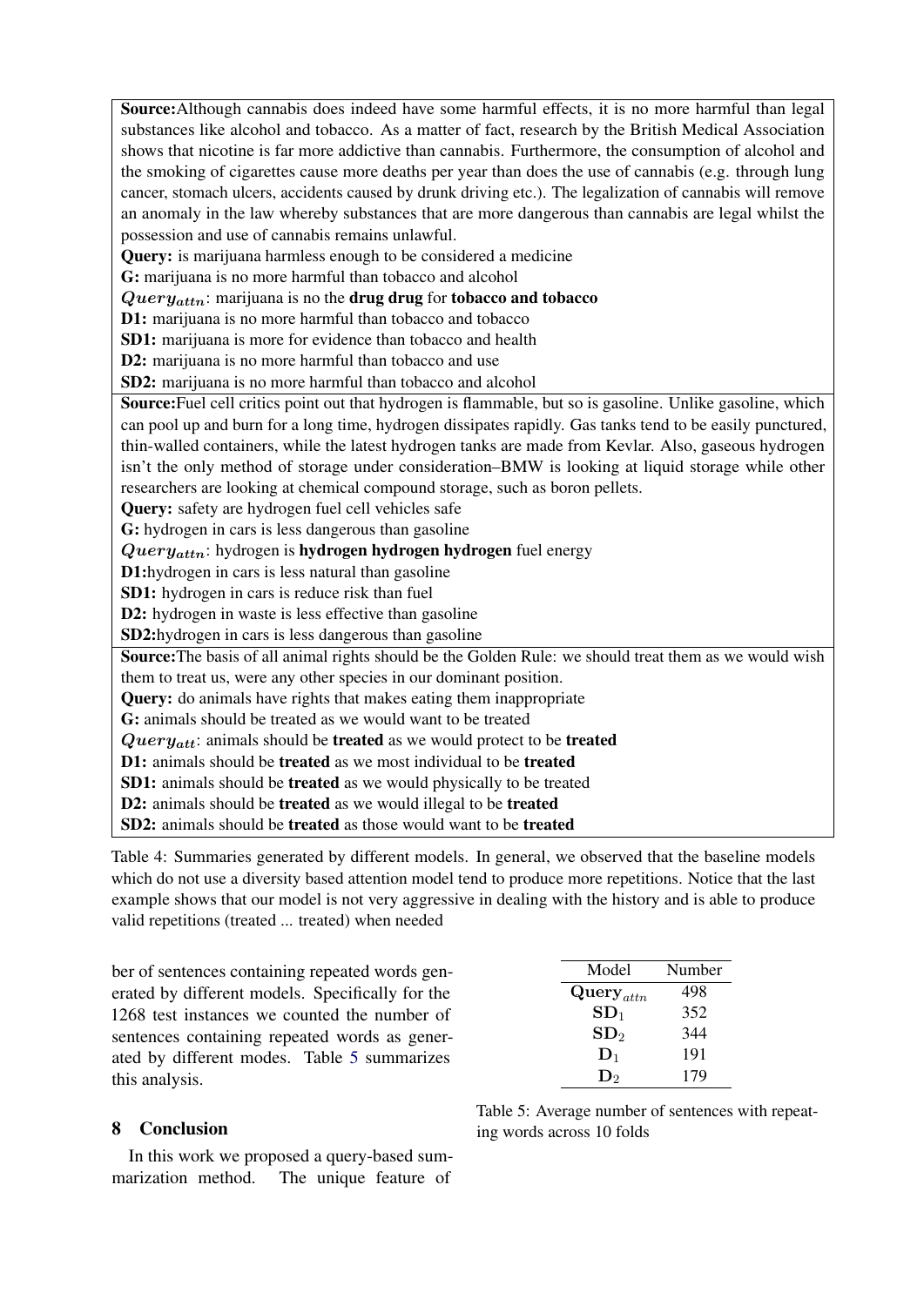**Source:** Although cannabis does indeed have some harmful effects, it is no more harmful than legal substances like alcohol and tobacco. As a matter of fact, research by the British Medical Association shows that nicotine is far more addictive than cannabis. Furthermore, the consumption of alcohol and the smoking of cigarettes cause more deaths per year than does the use of cannabis (e.g. through lung cancer, stomach ulcers, accidents caused by drunk driving etc.). The legalization of cannabis will remove an anomaly in the law whereby substances that are more dangerous than cannabis are legal whilst the possession and use of cannabis remains unlawful.
**Query:** is marijuana harmless enough to be considered a medicine
**G:** marijuana is no more harmful than tobacco and alcohol
$Query_{attn}$: marijuana is no the **drug drug** for **tobacco and tobacco**
**D1:** marijuana is no more harmful than tobacco and tobacco
**SD1:** marijuana is more for evidence than tobacco and health
**D2:** marijuana is no more harmful than tobacco and use
**SD2:** marijuana is no more harmful than tobacco and alcohol

**Source:** Fuel cell critics point out that hydrogen is flammable, but so is gasoline. Unlike gasoline, which can pool up and burn for a long time, hydrogen dissipates rapidly. Gas tanks tend to be easily punctured, thin-walled containers, while the latest hydrogen tanks are made from Kevlar. Also, gaseous hydrogen isn't the only method of storage under consideration–BMW is looking at liquid storage while other researchers are looking at chemical compound storage, such as boron pellets.
**Query:** safety are hydrogen fuel cell vehicles safe
**G:** hydrogen in cars is less dangerous than gasoline
$Query_{attn}$: hydrogen is **hydrogen hydrogen hydrogen** fuel energy
**D1:** hydrogen in cars is less natural than gasoline
**SD1:** hydrogen in cars is reduce risk than fuel
**D2:** hydrogen in waste is less effective than gasoline
**SD2:** hydrogen in cars is less dangerous than gasoline

**Source:** The basis of all animal rights should be the Golden Rule: we should treat them as we would wish them to treat us, were any other species in our dominant position.
**Query:** do animals have rights that makes eating them inappropriate
**G:** animals should be treated as we would want to be treated
$Query_{att}$: animals should be **treated** as we would protect to be **treated**
**D1:** animals should be **treated** as we most individual to be **treated**
**SD1:** animals should be **treated** as we would physically to be treated
**D2:** animals should be **treated** as we would illegal to be **treated**
**SD2:** animals should be **treated** as those would want to be **treated**

Table 4: Summaries generated by different models. In general, we observed that the baseline models which do not use a diversity based attention model tend to produce more repetitions. Notice that the last example shows that our model is not very aggressive in dealing with the history and is able to produce valid repetitions (treated ... treated) when needed

ber of sentences containing repeated words generated by different models. Specifically for the 1268 test instances we counted the number of sentences containing repeated words as generated by different modes. Table 5 summarizes this analysis.

| Model | Number |
|---|---|
| $\mathbf{Query}_{attn}$ | 498 |
| $\mathbf{SD}_1$ | 352 |
| $\mathbf{SD}_2$ | 344 |
| $\mathbf{D}_1$ | 191 |
| $\mathbf{D}_2$ | 179 |

Table 5: Average number of sentences with repeating words across 10 folds

## 8 Conclusion

In this work we proposed a query-based summarization method. The unique feature of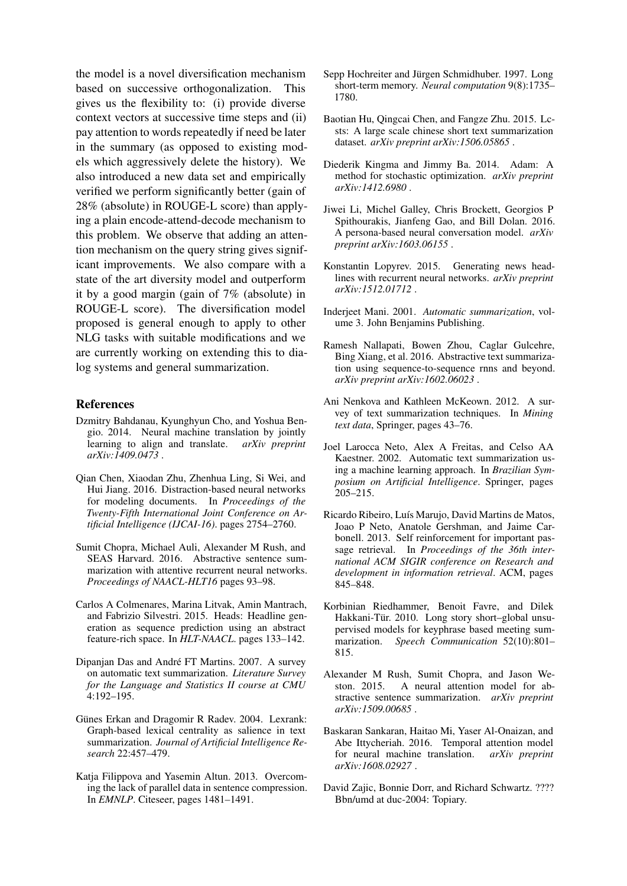the model is a novel diversification mechanism based on successive orthogonalization. This gives us the flexibility to: (i) provide diverse context vectors at successive time steps and (ii) pay attention to words repeatedly if need be later in the summary (as opposed to existing models which aggressively delete the history). We also introduced a new data set and empirically verified we perform significantly better (gain of 28% (absolute) in ROUGE-L score) than applying a plain encode-attend-decode mechanism to this problem. We observe that adding an attention mechanism on the query string gives significant improvements. We also compare with a state of the art diversity model and outperform it by a good margin (gain of 7% (absolute) in ROUGE-L score). The diversification model proposed is general enough to apply to other NLG tasks with suitable modifications and we are currently working on extending this to dialog systems and general summarization.

## References

Dzmitry Bahdanau, Kyunghyun Cho, and Yoshua Bengio. 2014. Neural machine translation by jointly learning to align and translate. *arXiv preprint arXiv:1409.0473*.

Qian Chen, Xiaodan Zhu, Zhenhua Ling, Si Wei, and Hui Jiang. 2016. Distraction-based neural networks for modeling documents. In *Proceedings of the Twenty-Fifth International Joint Conference on Artificial Intelligence (IJCAI-16)*. pages 2754–2760.

Sumit Chopra, Michael Auli, Alexander M Rush, and SEAS Harvard. 2016. Abstractive sentence summarization with attentive recurrent neural networks. *Proceedings of NAACL-HLT16* pages 93–98.

Carlos A Colmenares, Marina Litvak, Amin Mantrach, and Fabrizio Silvestri. 2015. Heads: Headline generation as sequence prediction using an abstract feature-rich space. In *HLT-NAACL*. pages 133–142.

Dipanjan Das and André FT Martins. 2007. A survey on automatic text summarization. *Literature Survey for the Language and Statistics II course at CMU* 4:192–195.

Günes Erkan and Dragomir R Radev. 2004. Lexrank: Graph-based lexical centrality as salience in text summarization. *Journal of Artificial Intelligence Research* 22:457–479.

Katja Filippova and Yasemin Altun. 2013. Overcoming the lack of parallel data in sentence compression. In *EMNLP*. Citeseer, pages 1481–1491.

Sepp Hochreiter and Jürgen Schmidhuber. 1997. Long short-term memory. *Neural computation* 9(8):1735–1780.

Baotian Hu, Qingcai Chen, and Fangze Zhu. 2015. Lcsts: A large scale chinese short text summarization dataset. *arXiv preprint arXiv:1506.05865*.

Diederik Kingma and Jimmy Ba. 2014. Adam: A method for stochastic optimization. *arXiv preprint arXiv:1412.6980*.

Jiwei Li, Michel Galley, Chris Brockett, Georgios P Spithourakis, Jianfeng Gao, and Bill Dolan. 2016. A persona-based neural conversation model. *arXiv preprint arXiv:1603.06155*.

Konstantin Lopyrev. 2015. Generating news headlines with recurrent neural networks. *arXiv preprint arXiv:1512.01712*.

Inderjeet Mani. 2001. *Automatic summarization*, volume 3. John Benjamins Publishing.

Ramesh Nallapati, Bowen Zhou, Caglar Gulcehre, Bing Xiang, et al. 2016. Abstractive text summarization using sequence-to-sequence rnns and beyond. *arXiv preprint arXiv:1602.06023*.

Ani Nenkova and Kathleen McKeown. 2012. A survey of text summarization techniques. In *Mining text data*, Springer, pages 43–76.

Joel Larocca Neto, Alex A Freitas, and Celso AA Kaestner. 2002. Automatic text summarization using a machine learning approach. In *Brazilian Symposium on Artificial Intelligence*. Springer, pages 205–215.

Ricardo Ribeiro, Luís Marujo, David Martins de Matos, Joao P Neto, Anatole Gershman, and Jaime Carbonell. 2013. Self reinforcement for important passage retrieval. In *Proceedings of the 36th international ACM SIGIR conference on Research and development in information retrieval*. ACM, pages 845–848.

Korbinian Riedhammer, Benoit Favre, and Dilek Hakkani-Tür. 2010. Long story short–global unsupervised models for keyphrase based meeting summarization. *Speech Communication* 52(10):801–815.

Alexander M Rush, Sumit Chopra, and Jason Weston. 2015. A neural attention model for abstractive sentence summarization. *arXiv preprint arXiv:1509.00685*.

Baskaran Sankaran, Haitao Mi, Yaser Al-Onaizan, and Abe Ittycheriah. 2016. Temporal attention model for neural machine translation. *arXiv preprint arXiv:1608.02927*.

David Zajic, Bonnie Dorr, and Richard Schwartz. ???? Bbn/umd at duc-2004: Topiary.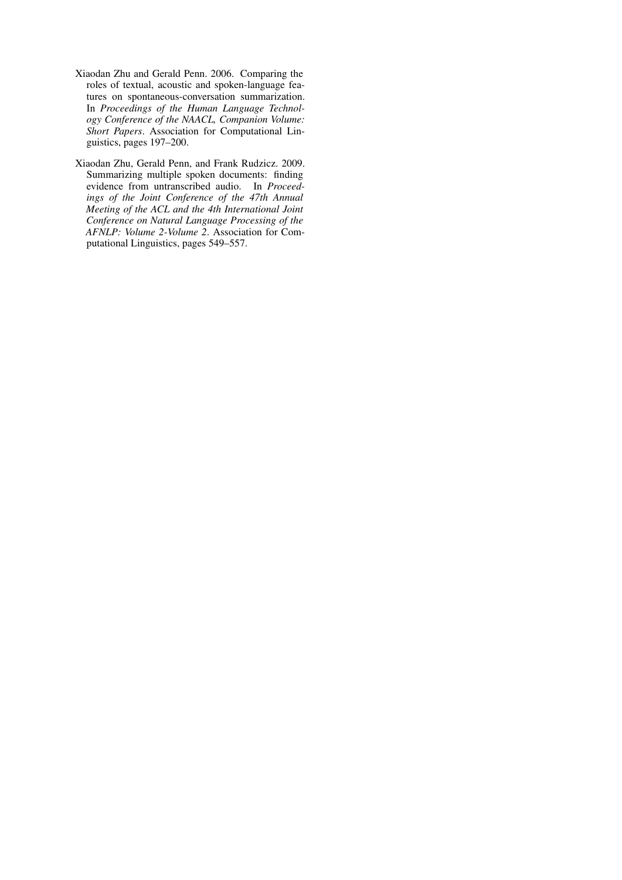Xiaodan Zhu and Gerald Penn. 2006. Comparing the roles of textual, acoustic and spoken-language features on spontaneous-conversation summarization. In *Proceedings of the Human Language Technology Conference of the NAACL, Companion Volume: Short Papers*. Association for Computational Linguistics, pages 197–200.

Xiaodan Zhu, Gerald Penn, and Frank Rudzicz. 2009. Summarizing multiple spoken documents: finding evidence from untranscribed audio. In *Proceedings of the Joint Conference of the 47th Annual Meeting of the ACL and the 4th International Joint Conference on Natural Language Processing of the AFNLP: Volume 2-Volume 2*. Association for Computational Linguistics, pages 549–557.